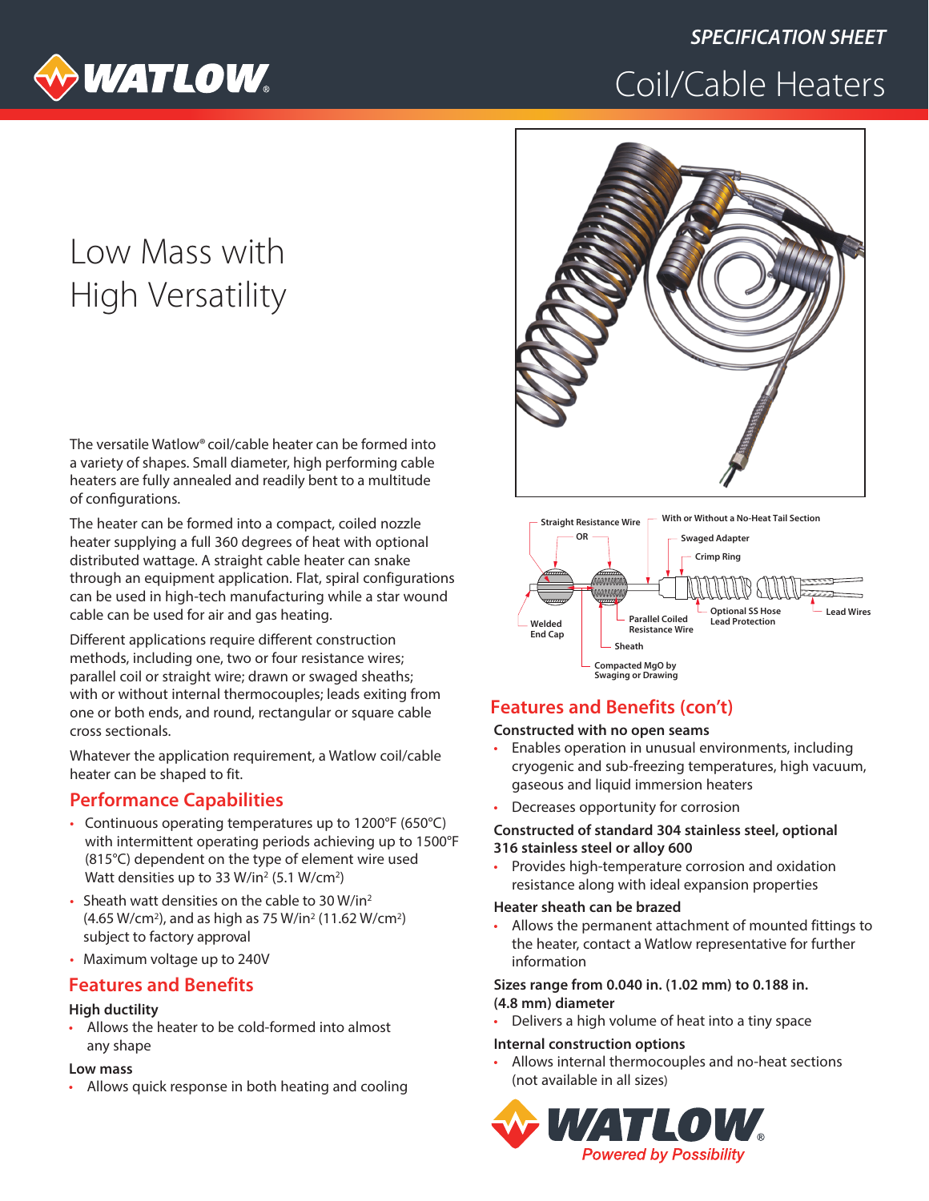SPECIFICATION SHEET

# Coil/Cable Heaters

## Low Mass with High Versatility

The versatile Watlow® coil/cable heater can be formed into a variety of shapes. Small diameter, high performing cable heaters are fully annealed and readily bent to a multitude of configurations.

The heater can be formed into a compact, coiled nozzle heater supplying a full 360 degrees of heat with optional distributed wattage. A straight cable heater can snake through an equipment application. Flat, spiral configurations can be used in high-tech manufacturing while a star wound cable can be used for air and gas heating.

Different applications require different construction methods, including one, two or four resistance wires; parallel coil or straight wire; drawn or swaged sheaths; with or without internal thermocouples; leads exiting from one or both ends, and round, rectangular or square cable cross sectionals.

Whatever the application requirement, a Watlow coil/cable heater can be shaped to fit.

## Performance Capabilities

- Continuous operating temperatures up to 1200°F (650°C) with intermittent operating periods achieving up to 1500°F (815°C) dependent on the type of element wire used Watt densities up to 33 W/in² (5.1 W/cm²)
- Sheath watt densities on the cable to 30 W/in² (4.65 W/cm²), and as high as 75 W/in² (11.62 W/cm²) subject to factory approval
- Maximum voltage up to 240V

## Features and Benefits

**High ductility**

- Allows the heater to be cold-formed into almost any shape

**Low mass**

- Allows quick response in both heating and cooling

Straight Resistance Wire OR Parallel Coiled Resistance Wire; With or Without a No-Heat Tail Section; Swaged Adapter; Crimp Ring; Welded End Cap; Sheath; Compacted MgO by Swaging or Drawing; Optional SS Hose Lead Protection; Lead Wires

## Features and Benefits (con't)

**Constructed with no open seams**

- Enables operation in unusual environments, including cryogenic and sub-freezing temperatures, high vacuum, gaseous and liquid immersion heaters
- Decreases opportunity for corrosion

**Constructed of standard 304 stainless steel, optional 316 stainless steel or alloy 600**

- Provides high-temperature corrosion and oxidation resistance along with ideal expansion properties

**Heater sheath can be brazed**

- Allows the permanent attachment of mounted fittings to the heater, contact a Watlow representative for further information

**Sizes range from 0.040 in. (1.02 mm) to 0.188 in. (4.8 mm) diameter**

- Delivers a high volume of heat into a tiny space

**Internal construction options**

- Allows internal thermocouples and no-heat sections (not available in all sizes)

WATLOW® Powered by Possibility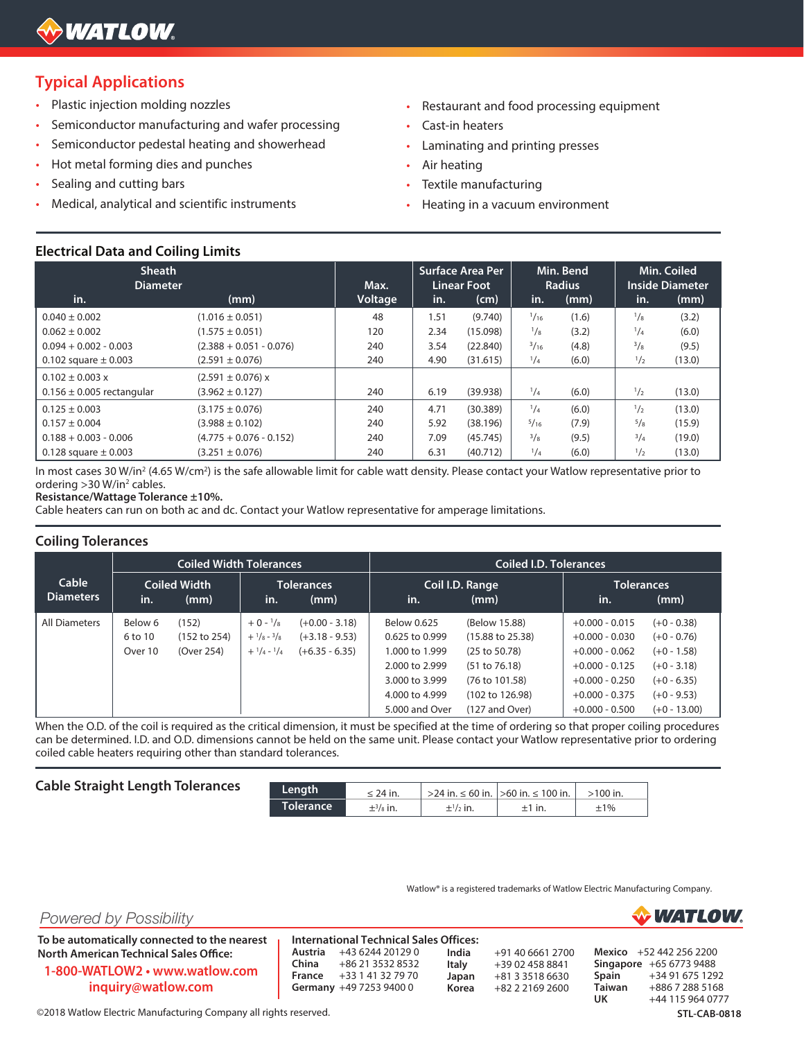## Typical Applications

- Plastic injection molding nozzles
- Semiconductor manufacturing and wafer processing
- Semiconductor pedestal heating and showerhead
- Hot metal forming dies and punches
- Sealing and cutting bars
- Medical, analytical and scientific instruments
- Restaurant and food processing equipment
- Cast-in heaters
- Laminating and printing presses
- Air heating
- Textile manufacturing
- Heating in a vacuum environment

## Electrical Data and Coiling Limits

| Sheath Diameter in. | Sheath Diameter (mm) | Max. Voltage | Surface Area Per Linear Foot in. | Surface Area Per Linear Foot (cm) | Min. Bend Radius in. | Min. Bend Radius (mm) | Min. Coiled Inside Diameter in. | Min. Coiled Inside Diameter (mm) |
|---|---|---|---|---|---|---|---|---|
| 0.040 ± 0.002 | (1.016 ± 0.051) | 48 | 1.51 | (9.740) | 1/16 | (1.6) | 1/8 | (3.2) |
| 0.062 ± 0.002 | (1.575 ± 0.051) | 120 | 2.34 | (15.098) | 1/8 | (3.2) | 1/4 | (6.0) |
| 0.094 + 0.002 - 0.003 | (2.388 + 0.051 - 0.076) | 240 | 3.54 | (22.840) | 3/16 | (4.8) | 3/8 | (9.5) |
| 0.102 square ± 0.003 | (2.591 ± 0.076) | 240 | 4.90 | (31.615) | 1/4 | (6.0) | 1/2 | (13.0) |
| 0.102 ± 0.003 x 0.156 ± 0.005 rectangular | (2.591 ± 0.076) x (3.962 ± 0.127) | 240 | 6.19 | (39.938) | 1/4 | (6.0) | 1/2 | (13.0) |
| 0.125 ± 0.003 | (3.175 ± 0.076) | 240 | 4.71 | (30.389) | 1/4 | (6.0) | 1/2 | (13.0) |
| 0.157 ± 0.004 | (3.988 ± 0.102) | 240 | 5.92 | (38.196) | 5/16 | (7.9) | 5/8 | (15.9) |
| 0.188 + 0.003 - 0.006 | (4.775 + 0.076 - 0.152) | 240 | 7.09 | (45.745) | 3/8 | (9.5) | 3/4 | (19.0) |
| 0.128 square ± 0.003 | (3.251 ± 0.076) | 240 | 6.31 | (40.712) | 1/4 | (6.0) | 1/2 | (13.0) |

In most cases 30 W/in² (4.65 W/cm²) is the safe allowable limit for cable watt density. Please contact your Watlow representative prior to ordering >30 W/in² cables.

**Resistance/Wattage Tolerance ±10%.**

Cable heaters can run on both ac and dc. Contact your Watlow representative for amperage limitations.

## Coiling Tolerances

| Cable Diameters | Coiled Width Tolerances: Coiled Width in. | (mm) | Tolerances in. | (mm) | Coiled I.D. Tolerances: Coil I.D. Range in. | (mm) | Tolerances in. | (mm) |
|---|---|---|---|---|---|---|---|---|
| All Diameters | Below 6 | (152) | + 0 - 1/8 | (+0.00 - 3.18) | Below 0.625 | (Below 15.88) | +0.000 - 0.015 | (+0 - 0.38) |
| | 6 to 10 | (152 to 254) | + 1/8 - 3/8 | (+3.18 - 9.53) | 0.625 to 0.999 | (15.88 to 25.38) | +0.000 - 0.030 | (+0 - 0.76) |
| | Over 10 | (Over 254) | + 1/4 - 1/4 | (+6.35 - 6.35) | 1.000 to 1.999 | (25 to 50.78) | +0.000 - 0.062 | (+0 - 1.58) |
| | | | | | 2.000 to 2.999 | (51 to 76.18) | +0.000 - 0.125 | (+0 - 3.18) |
| | | | | | 3.000 to 3.999 | (76 to 101.58) | +0.000 - 0.250 | (+0 - 6.35) |
| | | | | | 4.000 to 4.999 | (102 to 126.98) | +0.000 - 0.375 | (+0 - 9.53) |
| | | | | | 5.000 and Over | (127 and Over) | +0.000 - 0.500 | (+0 - 13.00) |

When the O.D. of the coil is required as the critical dimension, it must be specified at the time of ordering so that proper coiling procedures can be determined. I.D. and O.D. dimensions cannot be held on the same unit. Please contact your Watlow representative prior to ordering coiled cable heaters requiring other than standard tolerances.

## Cable Straight Length Tolerances

| Length | ≤ 24 in. | >24 in. ≤ 60 in. | >60 in. ≤ 100 in. | >100 in. |
|---|---|---|---|---|
| Tolerance | ±3/8 in. | ±1/2 in. | ±1 in. | ±1% |

Watlow® is a registered trademarks of Watlow Electric Manufacturing Company.

*Powered by Possibility*

**To be automatically connected to the nearest North American Technical Sales Office:**

**1-800-WATLOW2 • www.watlow.com**
**inquiry@watlow.com**

**International Technical Sales Offices:**

| | | | | | |
|---|---|---|---|---|---|
| **Austria** | +43 6244 20129 0 | **India** | +91 40 6661 2700 | **Mexico** | +52 442 256 2200 |
| **China** | +86 21 3532 8532 | **Italy** | +39 02 458 8841 | **Singapore** | +65 6773 9488 |
| **France** | +33 1 41 32 79 70 | **Japan** | +81 3 3518 6630 | **Spain** | +34 91 675 1292 |
| **Germany** | +49 7253 9400 0 | **Korea** | +82 2 2169 2600 | **Taiwan** | +886 7 288 5168 |
| | | | | **UK** | +44 115 964 0777 |

©2018 Watlow Electric Manufacturing Company all rights reserved.

**STL-CAB-0818**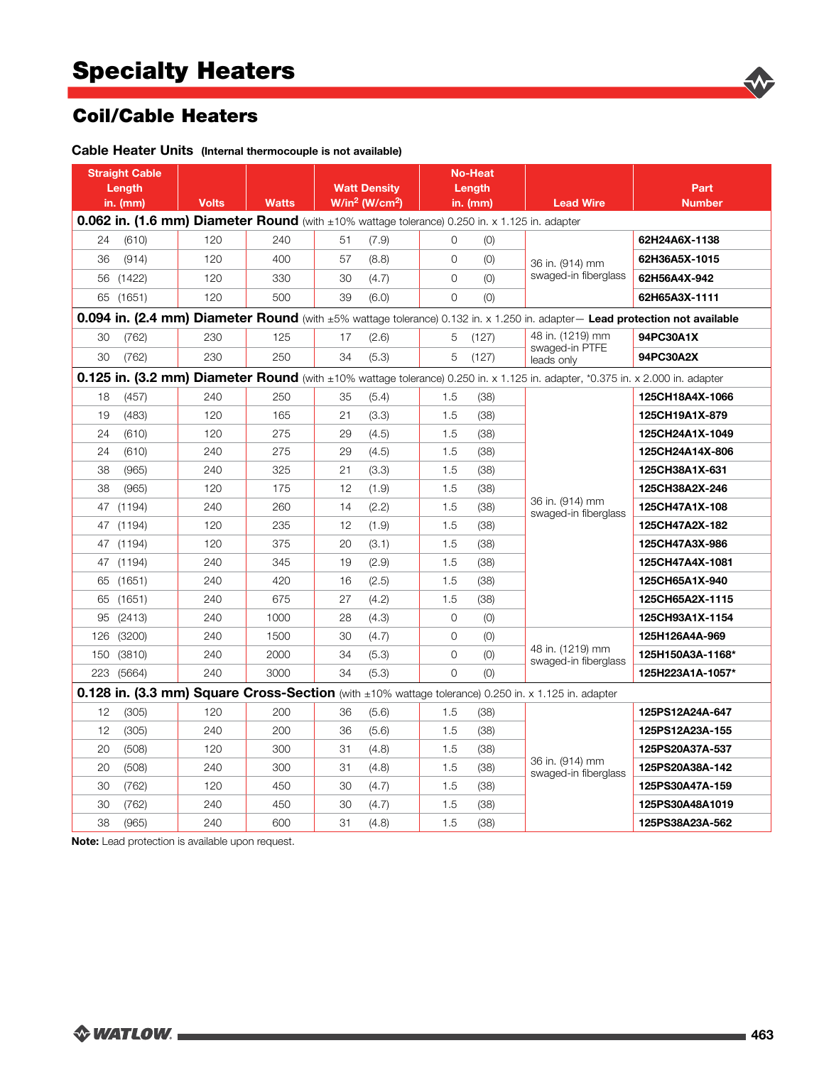# Specialty Heaters

## Coil/Cable Heaters

### Cable Heater Units (Internal thermocouple is not available)

| Straight Cable Length in. (mm) | Volts | Watts | Watt Density W/in$^2$ (W/cm$^2$) | No-Heat Length in. (mm) | Lead Wire | Part Number |
|---|---|---|---|---|---|---|
| **0.062 in. (1.6 mm) Diameter Round** (with ±10% wattage tolerance) 0.250 in. x 1.125 in. adapter | | | | | | |
| 24 (610) | 120 | 240 | 51 (7.9) | 0 (0) | 36 in. (914) mm swaged-in fiberglass | **62H24A6X-1138** |
| 36 (914) | 120 | 400 | 57 (8.8) | 0 (0) | | **62H36A5X-1015** |
| 56 (1422) | 120 | 330 | 30 (4.7) | 0 (0) | | **62H56A4X-942** |
| 65 (1651) | 120 | 500 | 39 (6.0) | 0 (0) | | **62H65A3X-1111** |
| **0.094 in. (2.4 mm) Diameter Round** (with ±5% wattage tolerance) 0.132 in. x 1.250 in. adapter— **Lead protection not available** | | | | | | |
| 30 (762) | 230 | 125 | 17 (2.6) | 5 (127) | 48 in. (1219) mm swaged-in PTFE leads only | **94PC30A1X** |
| 30 (762) | 230 | 250 | 34 (5.3) | 5 (127) | | **94PC30A2X** |
| **0.125 in. (3.2 mm) Diameter Round** (with ±10% wattage tolerance) 0.250 in. x 1.125 in. adapter, *0.375 in. x 2.000 in. adapter | | | | | | |
| 18 (457) | 240 | 250 | 35 (5.4) | 1.5 (38) | 36 in. (914) mm swaged-in fiberglass | **125CH18A4X-1066** |
| 19 (483) | 120 | 165 | 21 (3.3) | 1.5 (38) | | **125CH19A1X-879** |
| 24 (610) | 120 | 275 | 29 (4.5) | 1.5 (38) | | **125CH24A1X-1049** |
| 24 (610) | 240 | 275 | 29 (4.5) | 1.5 (38) | | **125CH24A14X-806** |
| 38 (965) | 240 | 325 | 21 (3.3) | 1.5 (38) | | **125CH38A1X-631** |
| 38 (965) | 120 | 175 | 12 (1.9) | 1.5 (38) | | **125CH38A2X-246** |
| 47 (1194) | 240 | 260 | 14 (2.2) | 1.5 (38) | | **125CH47A1X-108** |
| 47 (1194) | 120 | 235 | 12 (1.9) | 1.5 (38) | | **125CH47A2X-182** |
| 47 (1194) | 120 | 375 | 20 (3.1) | 1.5 (38) | | **125CH47A3X-986** |
| 47 (1194) | 240 | 345 | 19 (2.9) | 1.5 (38) | | **125CH47A4X-1081** |
| 65 (1651) | 240 | 420 | 16 (2.5) | 1.5 (38) | | **125CH65A1X-940** |
| 65 (1651) | 240 | 675 | 27 (4.2) | 1.5 (38) | | **125CH65A2X-1115** |
| 95 (2413) | 240 | 1000 | 28 (4.3) | 0 (0) | | **125CH93A1X-1154** |
| 126 (3200) | 240 | 1500 | 30 (4.7) | 0 (0) | 48 in. (1219) mm swaged-in fiberglass | **125H126A4A-969** |
| 150 (3810) | 240 | 2000 | 34 (5.3) | 0 (0) | | **125H150A3A-1168*** |
| 223 (5664) | 240 | 3000 | 34 (5.3) | 0 (0) | | **125H223A1A-1057*** |
| **0.128 in. (3.3 mm) Square Cross-Section** (with ±10% wattage tolerance) 0.250 in. x 1.125 in. adapter | | | | | | |
| 12 (305) | 120 | 200 | 36 (5.6) | 1.5 (38) | 36 in. (914) mm swaged-in fiberglass | **125PS12A24A-647** |
| 12 (305) | 240 | 200 | 36 (5.6) | 1.5 (38) | | **125PS12A23A-155** |
| 20 (508) | 120 | 300 | 31 (4.8) | 1.5 (38) | | **125PS20A37A-537** |
| 20 (508) | 240 | 300 | 31 (4.8) | 1.5 (38) | | **125PS20A38A-142** |
| 30 (762) | 120 | 450 | 30 (4.7) | 1.5 (38) | | **125PS30A47A-159** |
| 30 (762) | 240 | 450 | 30 (4.7) | 1.5 (38) | | **125PS30A48A1019** |
| 38 (965) | 240 | 600 | 31 (4.8) | 1.5 (38) | | **125PS38A23A-562** |

**Note:** Lead protection is available upon request.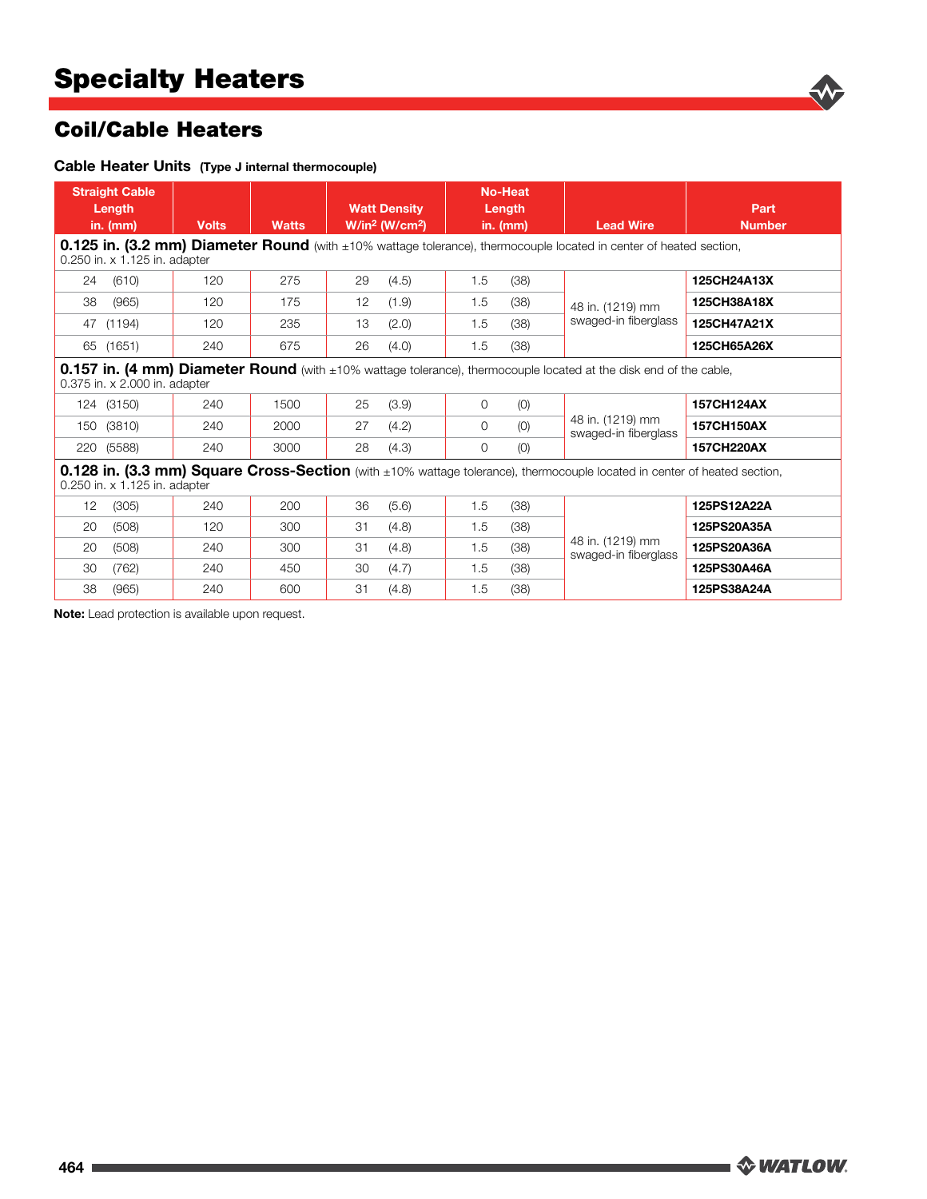# Specialty Heaters

## Coil/Cable Heaters

### Cable Heater Units (Type J internal thermocouple)

| Straight Cable Length in. (mm) | Volts | Watts | Watt Density W/in² (W/cm²) | No-Heat Length in. (mm) | Lead Wire | Part Number |
|---|---|---|---|---|---|---|
| **0.125 in. (3.2 mm) Diameter Round** (with ±10% wattage tolerance), thermocouple located in center of heated section, 0.250 in. x 1.125 in. adapter | | | | | | |
| 24 (610) | 120 | 275 | 29 (4.5) | 1.5 (38) | 48 in. (1219) mm swaged-in fiberglass | **125CH24A13X** |
| 38 (965) | 120 | 175 | 12 (1.9) | 1.5 (38) | 48 in. (1219) mm swaged-in fiberglass | **125CH38A18X** |
| 47 (1194) | 120 | 235 | 13 (2.0) | 1.5 (38) | 48 in. (1219) mm swaged-in fiberglass | **125CH47A21X** |
| 65 (1651) | 240 | 675 | 26 (4.0) | 1.5 (38) | 48 in. (1219) mm swaged-in fiberglass | **125CH65A26X** |
| **0.157 in. (4 mm) Diameter Round** (with ±10% wattage tolerance), thermocouple located at the disk end of the cable, 0.375 in. x 2.000 in. adapter | | | | | | |
| 124 (3150) | 240 | 1500 | 25 (3.9) | 0 (0) | 48 in. (1219) mm swaged-in fiberglass | **157CH124AX** |
| 150 (3810) | 240 | 2000 | 27 (4.2) | 0 (0) | 48 in. (1219) mm swaged-in fiberglass | **157CH150AX** |
| 220 (5588) | 240 | 3000 | 28 (4.3) | 0 (0) | 48 in. (1219) mm swaged-in fiberglass | **157CH220AX** |
| **0.128 in. (3.3 mm) Square Cross-Section** (with ±10% wattage tolerance), thermocouple located in center of heated section, 0.250 in. x 1.125 in. adapter | | | | | | |
| 12 (305) | 240 | 200 | 36 (5.6) | 1.5 (38) | 48 in. (1219) mm swaged-in fiberglass | **125PS12A22A** |
| 20 (508) | 120 | 300 | 31 (4.8) | 1.5 (38) | 48 in. (1219) mm swaged-in fiberglass | **125PS20A35A** |
| 20 (508) | 240 | 300 | 31 (4.8) | 1.5 (38) | 48 in. (1219) mm swaged-in fiberglass | **125PS20A36A** |
| 30 (762) | 240 | 450 | 30 (4.7) | 1.5 (38) | 48 in. (1219) mm swaged-in fiberglass | **125PS30A46A** |
| 38 (965) | 240 | 600 | 31 (4.8) | 1.5 (38) | 48 in. (1219) mm swaged-in fiberglass | **125PS38A24A** |

**Note:** Lead protection is available upon request.